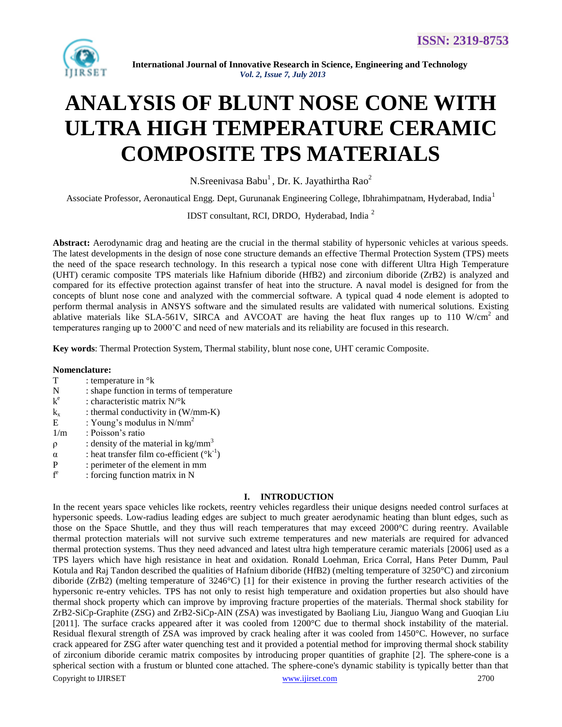# ANALYSIS OF BLUNT NOSE CONE WITH ULTRA HIGH TEMPERATURE CERAMIC COMPOSITE TPS MATERIALS

N.Sreenivasa Babu[1], Dr. K. Jayathirtha Rao[2]

Associate Professor, Aeronautical Engg. Dept, Gurunanak Engineering College, Ibhrahimpatnam, Hyderabad, India[1]

IDST consultant, RCI, DRDO, Hyderabad, India [2]

**Abstract:** Aerodynamic drag and heating are the crucial in the thermal stability of hypersonic vehicles at various speeds. The latest developments in the design of nose cone structure demands an effective Thermal Protection System (TPS) meets the need of the space research technology. In this research a typical nose cone with different Ultra High Temperature (UHT) ceramic composite TPS materials like Hafnium diboride (HfB2) and zirconium diboride (ZrB2) is analyzed and compared for its effective protection against transfer of heat into the structure. A naval model is designed for from the concepts of blunt nose cone and analyzed with the commercial software. A typical quad 4 node element is adopted to perform thermal analysis in ANSYS software and the simulated results are validated with numerical solutions. Existing ablative materials like SLA-561V, SIRCA and AVCOAT are having the heat flux ranges up to 110 $W/cm^2$ and temperatures ranging up to 2000˚C and need of new materials and its reliability are focused in this research.

**Key words**: Thermal Protection System, Thermal stability, blunt nose cone, UHT ceramic Composite.

**Nomenclature:**

- T : temperature in °k
- N : shape function in terms of temperature
- $k^e$ : characteristic matrix N/°k
- $k_x$ : thermal conductivity in (W/mm-K)
- E : Young's modulus in $N/mm^2$
- 1/m : Poisson's ratio
- ρ : density of the material in $kg/mm^3$
- α : heat transfer film co-efficient ($°k^{-1}$)
- P : perimeter of the element in mm
- $f^e$ : forcing function matrix in N

## I. INTRODUCTION

In the recent years space vehicles like rockets, reentry vehicles regardless their unique designs needed control surfaces at hypersonic speeds. Low-radius leading edges are subject to much greater aerodynamic heating than blunt edges, such as those on the Space Shuttle, and they thus will reach temperatures that may exceed 2000°C during reentry. Available thermal protection materials will not survive such extreme temperatures and new materials are required for advanced thermal protection systems. Thus they need advanced and latest ultra high temperature ceramic materials [2006] used as a TPS layers which have high resistance in heat and oxidation. Ronald Loehman, Erica Corral, Hans Peter Dumm, Paul Kotula and Raj Tandon described the qualities of Hafnium diboride (HfB2) (melting temperature of 3250°C) and zirconium diboride (ZrB2) (melting temperature of 3246°C) [1] for their existence in proving the further research activities of the hypersonic re-entry vehicles. TPS has not only to resist high temperature and oxidation properties but also should have thermal shock property which can improve by improving fracture properties of the materials. Thermal shock stability for ZrB2-SiCp-Graphite (ZSG) and ZrB2-SiCp-AlN (ZSA) was investigated by Baoliang Liu, Jianguo Wang and Guoqian Liu [2011]. The surface cracks appeared after it was cooled from 1200°C due to thermal shock instability of the material. Residual flexural strength of ZSA was improved by crack healing after it was cooled from 1450°C. However, no surface crack appeared for ZSG after water quenching test and it provided a potential method for improving thermal shock stability of zirconium diboride ceramic matrix composites by introducing proper quantities of graphite [2]. The sphere-cone is a spherical section with a frustum or blunted cone attached. The sphere-cone's dynamic stability is typically better than that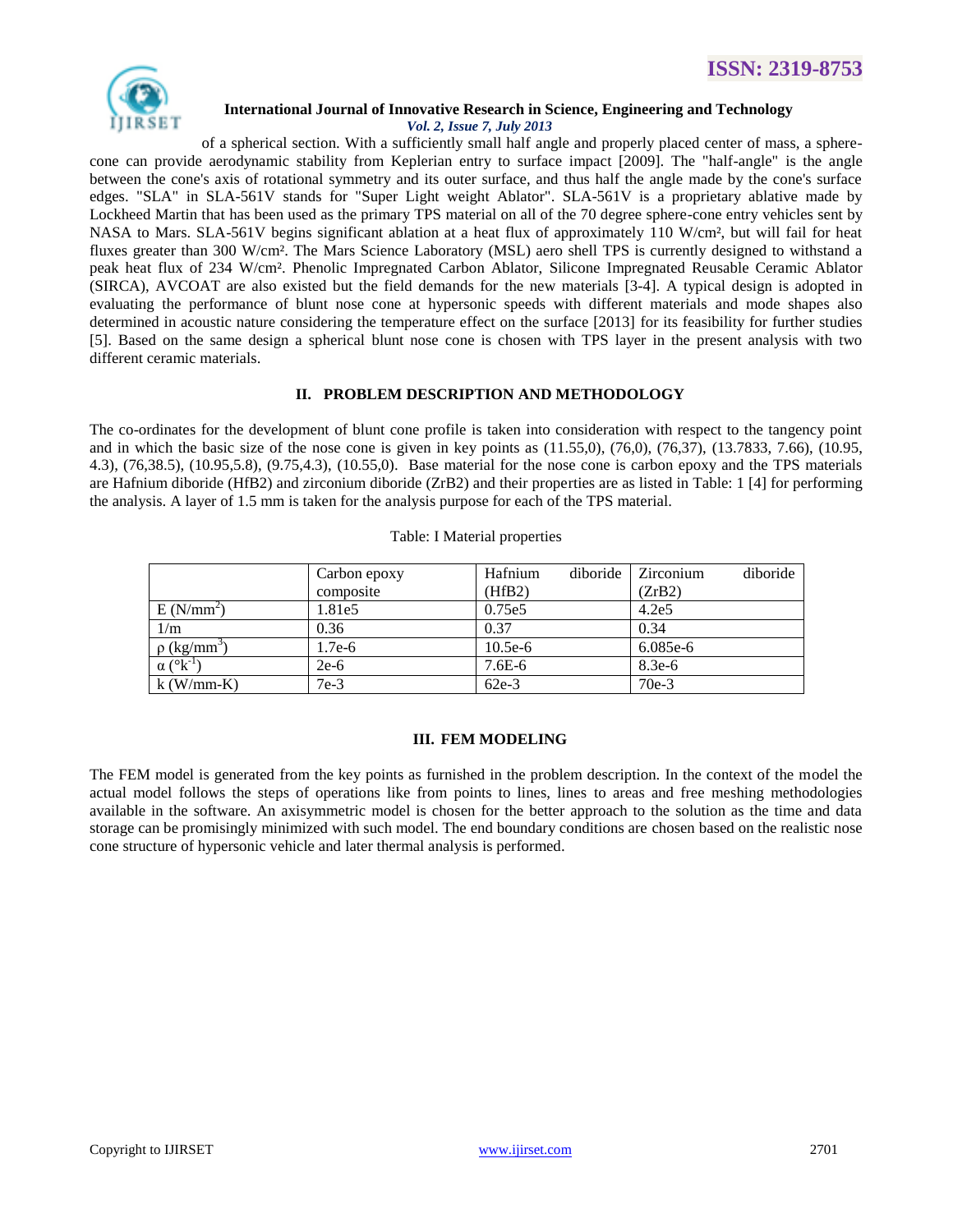of a spherical section. With a sufficiently small half angle and properly placed center of mass, a sphere-cone can provide aerodynamic stability from Keplerian entry to surface impact [2009]. The "half-angle" is the angle between the cone's axis of rotational symmetry and its outer surface, and thus half the angle made by the cone's surface edges. "SLA" in SLA-561V stands for "Super Light weight Ablator". SLA-561V is a proprietary ablative made by Lockheed Martin that has been used as the primary TPS material on all of the 70 degree sphere-cone entry vehicles sent by NASA to Mars. SLA-561V begins significant ablation at a heat flux of approximately 110 W/cm², but will fail for heat fluxes greater than 300 W/cm². The Mars Science Laboratory (MSL) aero shell TPS is currently designed to withstand a peak heat flux of 234 W/cm². Phenolic Impregnated Carbon Ablator, Silicone Impregnated Reusable Ceramic Ablator (SIRCA), AVCOAT are also existed but the field demands for the new materials [3-4]. A typical design is adopted in evaluating the performance of blunt nose cone at hypersonic speeds with different materials and mode shapes also determined in acoustic nature considering the temperature effect on the surface [2013] for its feasibility for further studies [5]. Based on the same design a spherical blunt nose cone is chosen with TPS layer in the present analysis with two different ceramic materials.

## II. PROBLEM DESCRIPTION AND METHODOLOGY

The co-ordinates for the development of blunt cone profile is taken into consideration with respect to the tangency point and in which the basic size of the nose cone is given in key points as (11.55,0), (76,0), (76,37), (13.7833, 7.66), (10.95, 4.3), (76,38.5), (10.95,5.8), (9.75,4.3), (10.55,0). Base material for the nose cone is carbon epoxy and the TPS materials are Hafnium diboride ($HfB_2$) and zirconium diboride ($ZrB_2$) and their properties are as listed in Table: 1 [4] for performing the analysis. A layer of 1.5 mm is taken for the analysis purpose for each of the TPS material.

Table: I Material properties

| | Carbon epoxy composite | Hafnium diboride ($HfB_2$) | Zirconium diboride ($ZrB_2$) |
|---|---|---|---|
| E ($N/mm^2$) | 1.81e5 | 0.75e5 | 4.2e5 |
| 1/m | 0.36 | 0.37 | 0.34 |
| $\rho$ ($kg/mm^3$) | 1.7e-6 | 10.5e-6 | 6.085e-6 |
| $\alpha$ ($°k^{-1}$) | 2e-6 | 7.6E-6 | 8.3e-6 |
| k (W/mm-K) | 7e-3 | 62e-3 | 70e-3 |

## III. FEM MODELING

The FEM model is generated from the key points as furnished in the problem description. In the context of the model the actual model follows the steps of operations like from points to lines, lines to areas and free meshing methodologies available in the software. An axisymmetric model is chosen for the better approach to the solution as the time and data storage can be promisingly minimized with such model. The end boundary conditions are chosen based on the realistic nose cone structure of hypersonic vehicle and later thermal analysis is performed.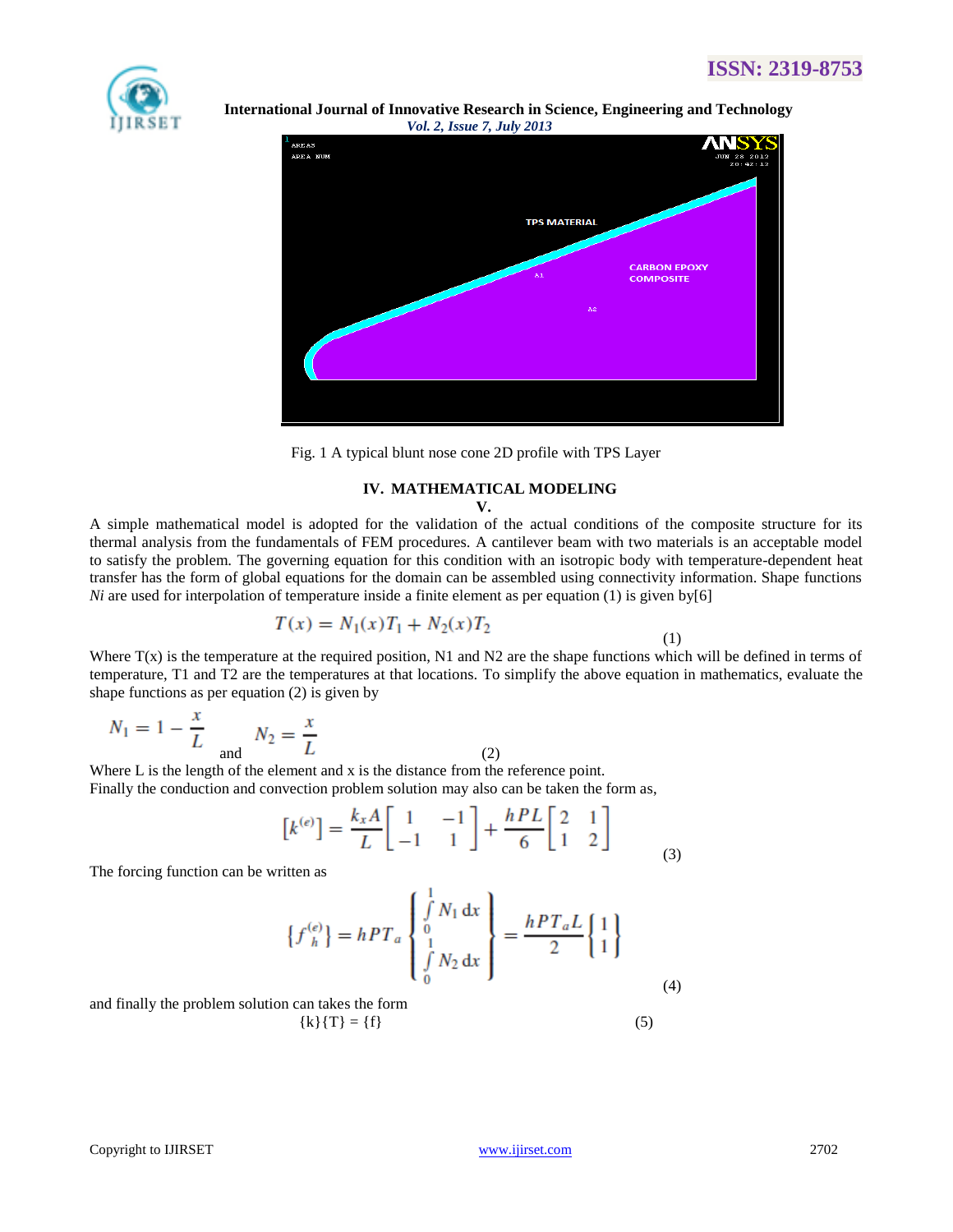Fig. 1 A typical blunt nose cone 2D profile with TPS Layer

## IV. MATHEMATICAL MODELING

## V.

A simple mathematical model is adopted for the validation of the actual conditions of the composite structure for its thermal analysis from the fundamentals of FEM procedures. A cantilever beam with two materials is an acceptable model to satisfy the problem. The governing equation for this condition with an isotropic body with temperature-dependent heat transfer has the form of global equations for the domain can be assembled using connectivity information. Shape functions *Ni* are used for interpolation of temperature inside a finite element as per equation (1) is given by[6]

$$T(x) = N_1(x)T_1 + N_2(x)T_2 \quad (1)$$

Where T(x) is the temperature at the required position, N1 and N2 are the shape functions which will be defined in terms of temperature, T1 and T2 are the temperatures at that locations. To simplify the above equation in mathematics, evaluate the shape functions as per equation (2) is given by

$$N_1 = 1 - \frac{x}{L} \quad \text{and} \quad N_2 = \frac{x}{L} \quad (2)$$

Where L is the length of the element and x is the distance from the reference point.
Finally the conduction and convection problem solution may also can be taken the form as,

$$\left[k^{(e)}\right] = \frac{k_x A}{L}\begin{bmatrix} 1 & -1 \\ -1 & 1 \end{bmatrix} + \frac{hPL}{6}\begin{bmatrix} 2 & 1 \\ 1 & 2 \end{bmatrix} \quad (3)$$

The forcing function can be written as

$$\left\{f_h^{(e)}\right\} = hPT_a \begin{Bmatrix} \int_0^1 N_1 \,\mathrm{d}x \\ \int_0^1 N_2 \,\mathrm{d}x \end{Bmatrix} = \frac{hPT_aL}{2}\begin{Bmatrix} 1 \\ 1 \end{Bmatrix} \quad (4)$$

and finally the problem solution can takes the form

$$\{k\}\{T\} = \{f\} \quad (5)$$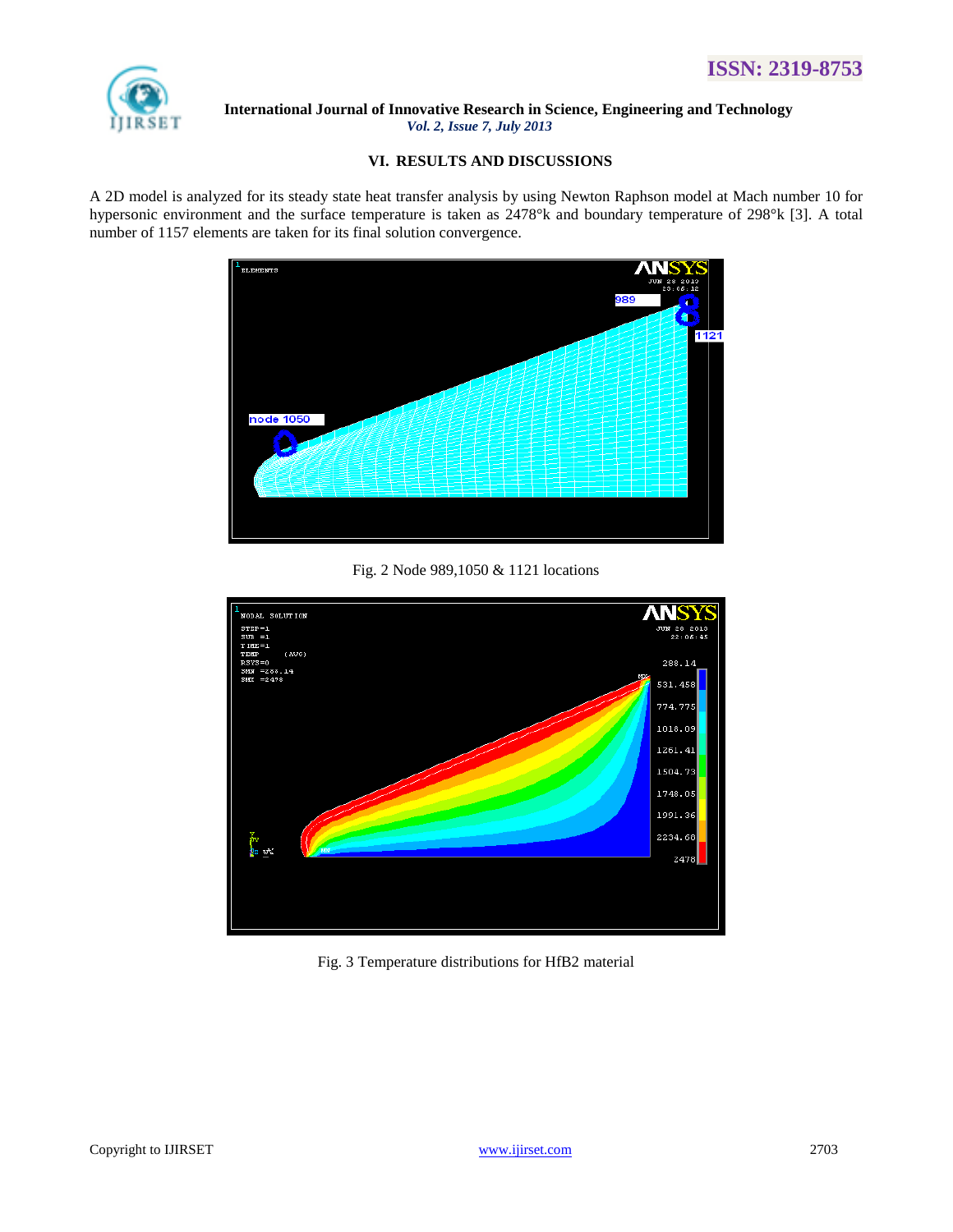## VI. RESULTS AND DISCUSSIONS

A 2D model is analyzed for its steady state heat transfer analysis by using Newton Raphson model at Mach number 10 for hypersonic environment and the surface temperature is taken as 2478°k and boundary temperature of 298°k [3]. A total number of 1157 elements are taken for its final solution convergence.

Fig. 2 Node 989,1050 & 1121 locations

Fig. 3 Temperature distributions for HfB2 material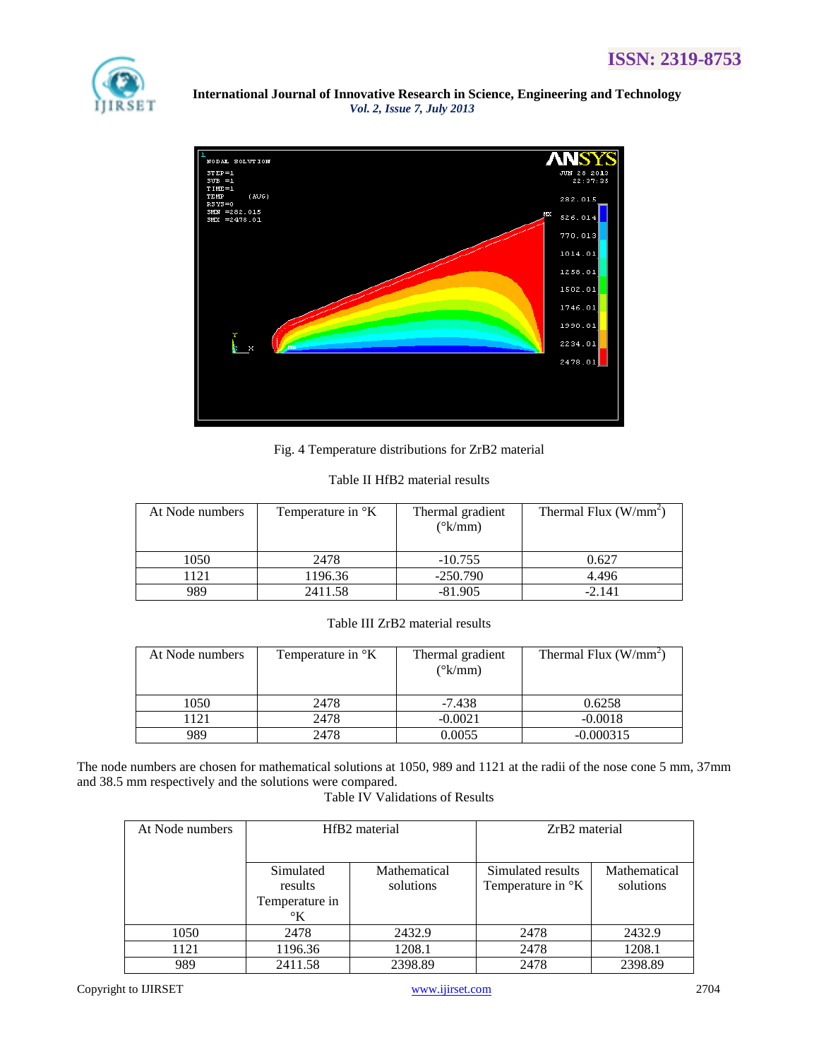Fig. 4 Temperature distributions for ZrB2 material

Table II HfB2 material results

| At Node numbers | Temperature in °K | Thermal gradient (°k/mm) | Thermal Flux (W/mm$^2$) |
|---|---|---|---|
| 1050 | 2478 | -10.755 | 0.627 |
| 1121 | 1196.36 | -250.790 | 4.496 |
| 989 | 2411.58 | -81.905 | -2.141 |

Table III ZrB2 material results

| At Node numbers | Temperature in °K | Thermal gradient (°k/mm) | Thermal Flux (W/mm$^2$) |
|---|---|---|---|
| 1050 | 2478 | -7.438 | 0.6258 |
| 1121 | 2478 | -0.0021 | -0.0018 |
| 989 | 2478 | 0.0055 | -0.000315 |

The node numbers are chosen for mathematical solutions at 1050, 989 and 1121 at the radii of the nose cone 5 mm, 37mm and 38.5 mm respectively and the solutions were compared.

Table IV Validations of Results

| At Node numbers | HfB2 material | | ZrB2 material | |
|---|---|---|---|---|
| | Simulated results Temperature in °K | Mathematical solutions | Simulated results Temperature in °K | Mathematical solutions |
| 1050 | 2478 | 2432.9 | 2478 | 2432.9 |
| 1121 | 1196.36 | 1208.1 | 2478 | 1208.1 |
| 989 | 2411.58 | 2398.89 | 2478 | 2398.89 |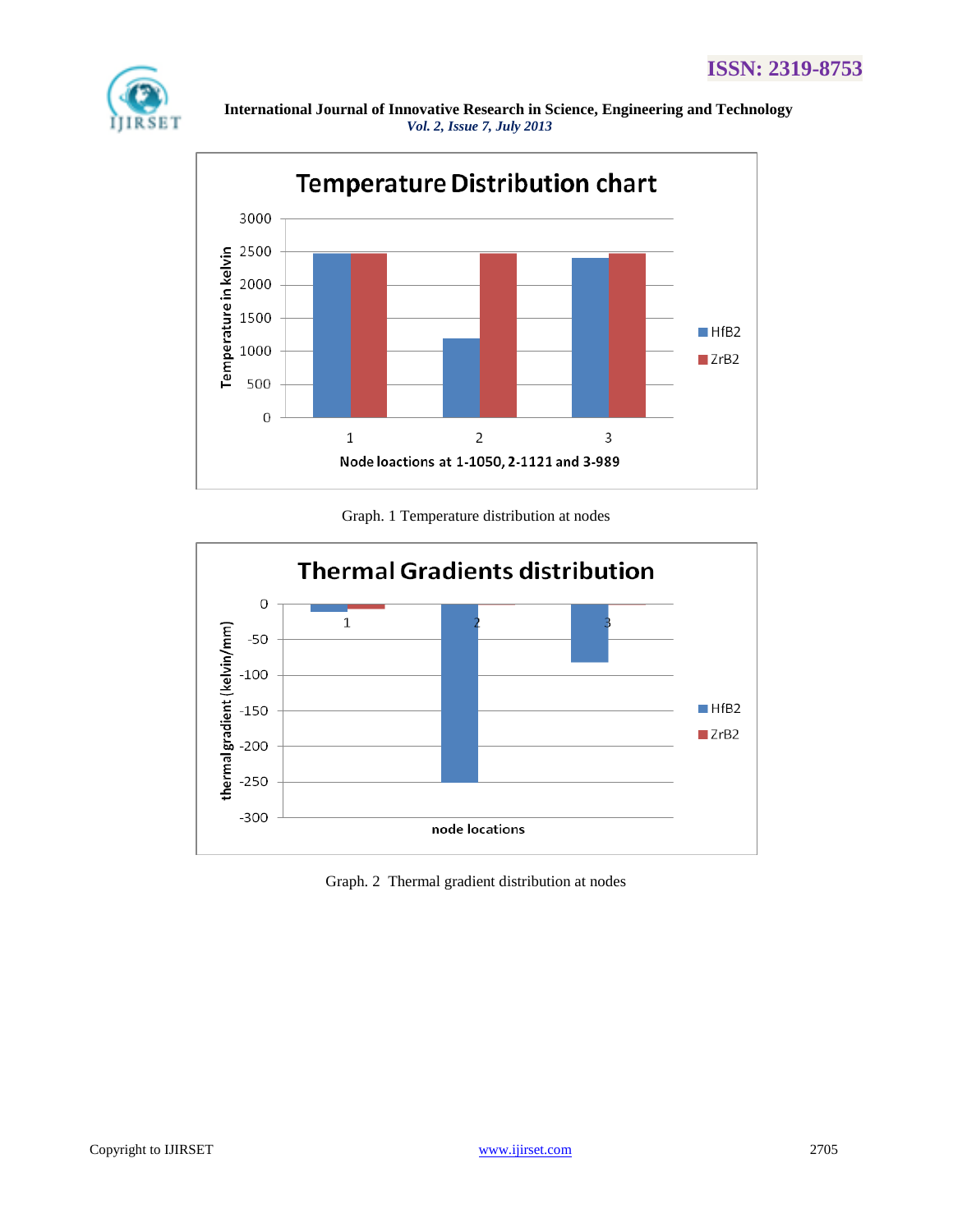Graph. 1 Temperature distribution at nodes

Graph. 2 Thermal gradient distribution at nodes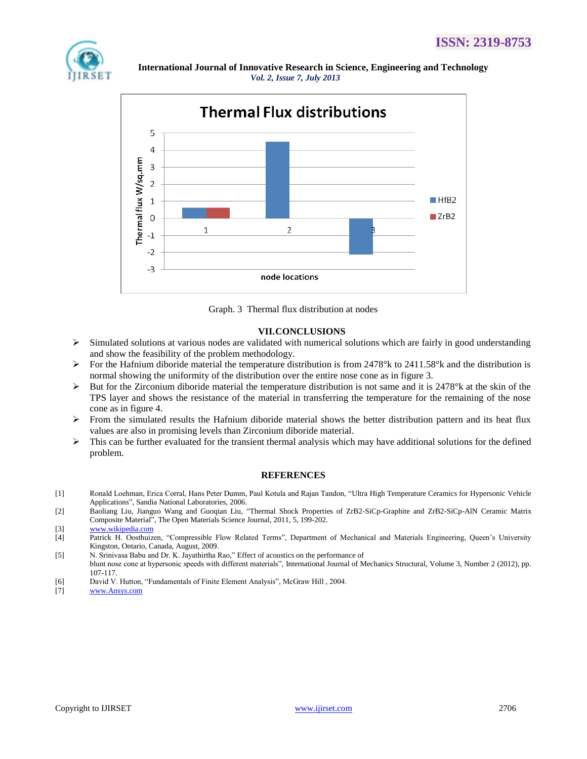Thermal Flux distributions

Thermal flux W/sq.mm

5
4
3
2
1
0
-1
-2
-3

1
2
3

node locations

HfB2
ZrB2

Graph. 3 Thermal flux distribution at nodes

## VII.CONCLUSIONS

- Simulated solutions at various nodes are validated with numerical solutions which are fairly in good understanding and show the feasibility of the problem methodology.
- For the Hafnium diboride material the temperature distribution is from 2478°k to 2411.58°k and the distribution is normal showing the uniformity of the distribution over the entire nose cone as in figure 3.
- But for the Zirconium diboride material the temperature distribution is not same and it is 2478°k at the skin of the TPS layer and shows the resistance of the material in transferring the temperature for the remaining of the nose cone as in figure 4.
- From the simulated results the Hafnium diboride material shows the better distribution pattern and its heat flux values are also in promising levels than Zirconium diboride material.
- This can be further evaluated for the transient thermal analysis which may have additional solutions for the defined problem.

## REFERENCES

[1] Ronald Loehman, Erica Corral, Hans Peter Dumm, Paul Kotula and Rajan Tandon, "Ultra High Temperature Ceramics for Hypersonic Vehicle Applications", Sandia National Laboratories, 2006.

[2] Baoliang Liu, Jianguo Wang and Guoqian Liu, "Thermal Shock Properties of ZrB2-SiCp-Graphite and ZrB2-SiCp-AlN Ceramic Matrix Composite Material", The Open Materials Science Journal, 2011, 5, 199-202.

[3] www.wikipedia.com

[4] Patrick H. Oosthuizen, "Compressible Flow Related Terms", Department of Mechanical and Materials Engineering, Queen's University Kingston, Ontario, Canada, August, 2009.

[5] N. Srinivasa Babu and Dr. K. Jayathirtha Rao," Effect of acoustics on the performance of blunt nose cone at hypersonic speeds with different materials", International Journal of Mechanics Structural, Volume 3, Number 2 (2012), pp. 107-117.

[6] David V. Hutton, "Fundamentals of Finite Element Analysis", McGraw Hill , 2004.

[7] www.Ansys.com